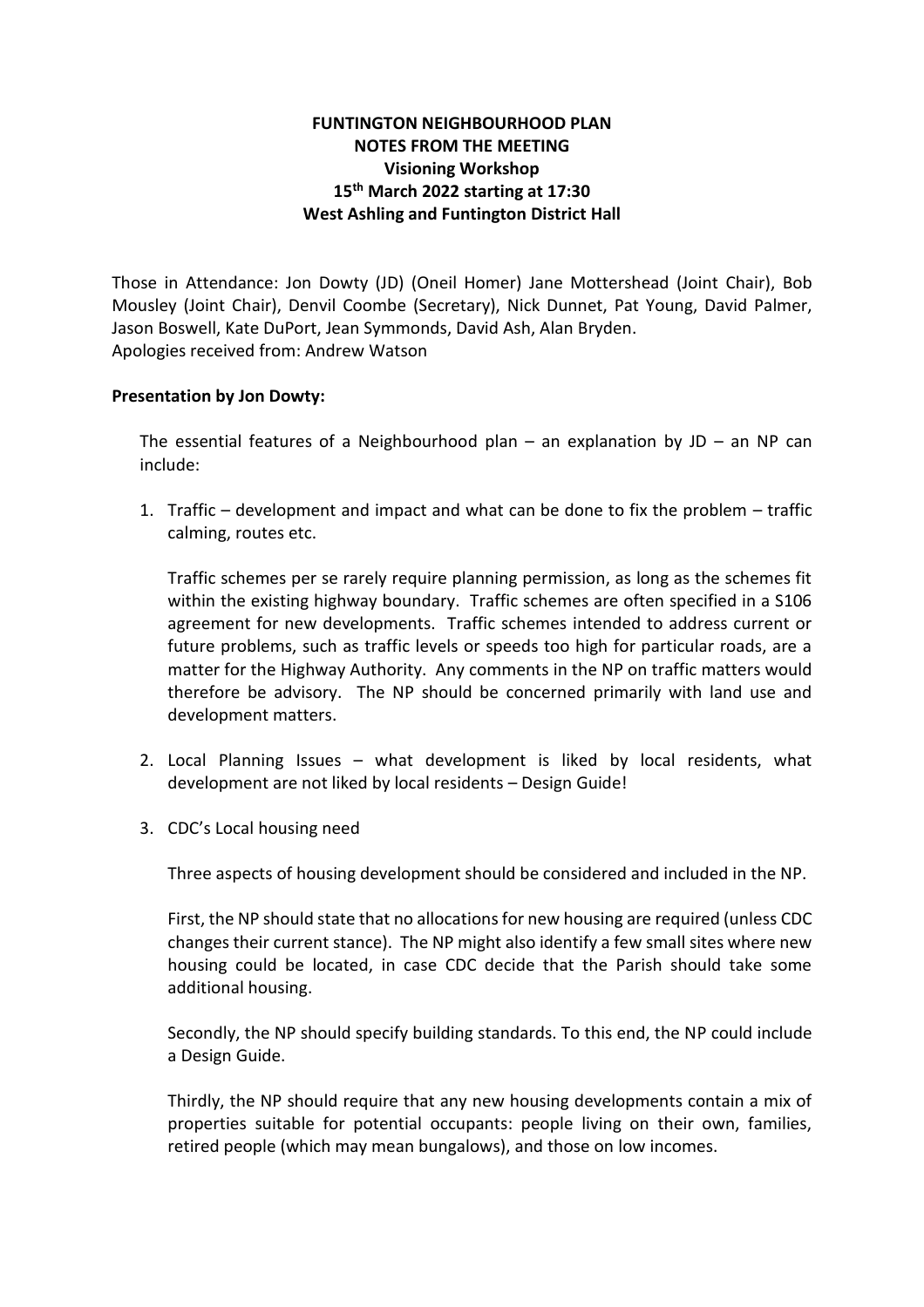# FUNTINGTON NEIGHBOURHOOD PLAN
## NOTES FROM THE MEETING
### Visioning Workshop
### 15th March 2022 starting at 17:30
### West Ashling and Funtington District Hall

Those in Attendance: Jon Dowty (JD) (Oneil Homer) Jane Mottershead (Joint Chair), Bob Mousley (Joint Chair), Denvil Coombe (Secretary), Nick Dunnet, Pat Young, David Palmer, Jason Boswell, Kate DuPort, Jean Symmonds, David Ash, Alan Bryden.
Apologies received from: Andrew Watson

**Presentation by Jon Dowty:**

The essential features of a Neighbourhood plan – an explanation by JD – an NP can include:

1. Traffic – development and impact and what can be done to fix the problem – traffic calming, routes etc.

   Traffic schemes per se rarely require planning permission, as long as the schemes fit within the existing highway boundary. Traffic schemes are often specified in a S106 agreement for new developments. Traffic schemes intended to address current or future problems, such as traffic levels or speeds too high for particular roads, are a matter for the Highway Authority. Any comments in the NP on traffic matters would therefore be advisory. The NP should be concerned primarily with land use and development matters.

2. Local Planning Issues – what development is liked by local residents, what development are not liked by local residents – Design Guide!

3. CDC's Local housing need

   Three aspects of housing development should be considered and included in the NP.

   First, the NP should state that no allocations for new housing are required (unless CDC changes their current stance). The NP might also identify a few small sites where new housing could be located, in case CDC decide that the Parish should take some additional housing.

   Secondly, the NP should specify building standards. To this end, the NP could include a Design Guide.

   Thirdly, the NP should require that any new housing developments contain a mix of properties suitable for potential occupants: people living on their own, families, retired people (which may mean bungalows), and those on low incomes.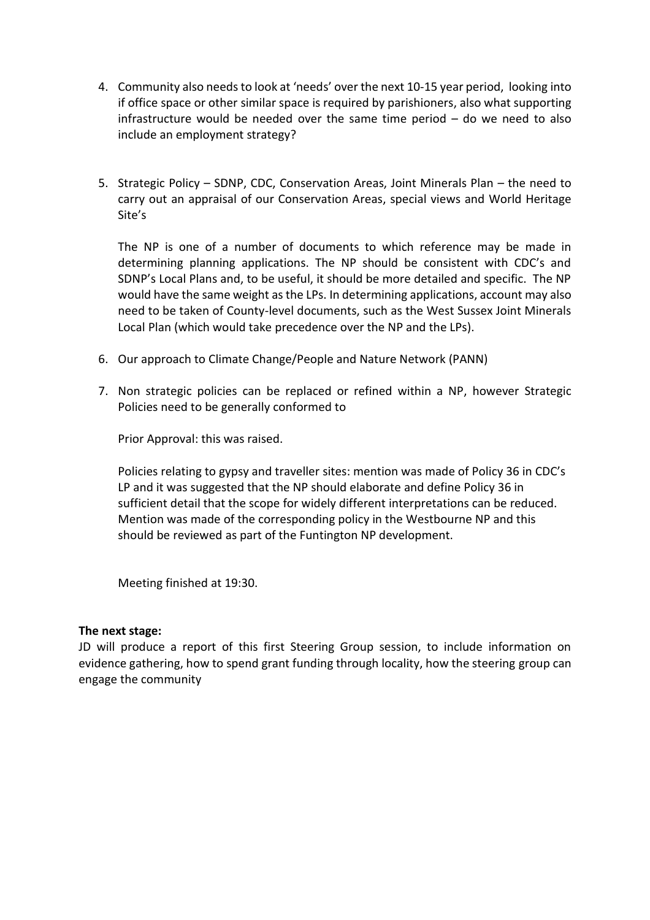4. Community also needs to look at 'needs' over the next 10-15 year period, looking into if office space or other similar space is required by parishioners, also what supporting infrastructure would be needed over the same time period – do we need to also include an employment strategy?

5. Strategic Policy – SDNP, CDC, Conservation Areas, Joint Minerals Plan – the need to carry out an appraisal of our Conservation Areas, special views and World Heritage Site's

   The NP is one of a number of documents to which reference may be made in determining planning applications. The NP should be consistent with CDC's and SDNP's Local Plans and, to be useful, it should be more detailed and specific. The NP would have the same weight as the LPs. In determining applications, account may also need to be taken of County-level documents, such as the West Sussex Joint Minerals Local Plan (which would take precedence over the NP and the LPs).

6. Our approach to Climate Change/People and Nature Network (PANN)

7. Non strategic policies can be replaced or refined within a NP, however Strategic Policies need to be generally conformed to

   Prior Approval: this was raised.

   Policies relating to gypsy and traveller sites: mention was made of Policy 36 in CDC's LP and it was suggested that the NP should elaborate and define Policy 36 in sufficient detail that the scope for widely different interpretations can be reduced. Mention was made of the corresponding policy in the Westbourne NP and this should be reviewed as part of the Funtington NP development.

   Meeting finished at 19:30.

**The next stage:**

JD will produce a report of this first Steering Group session, to include information on evidence gathering, how to spend grant funding through locality, how the steering group can engage the community